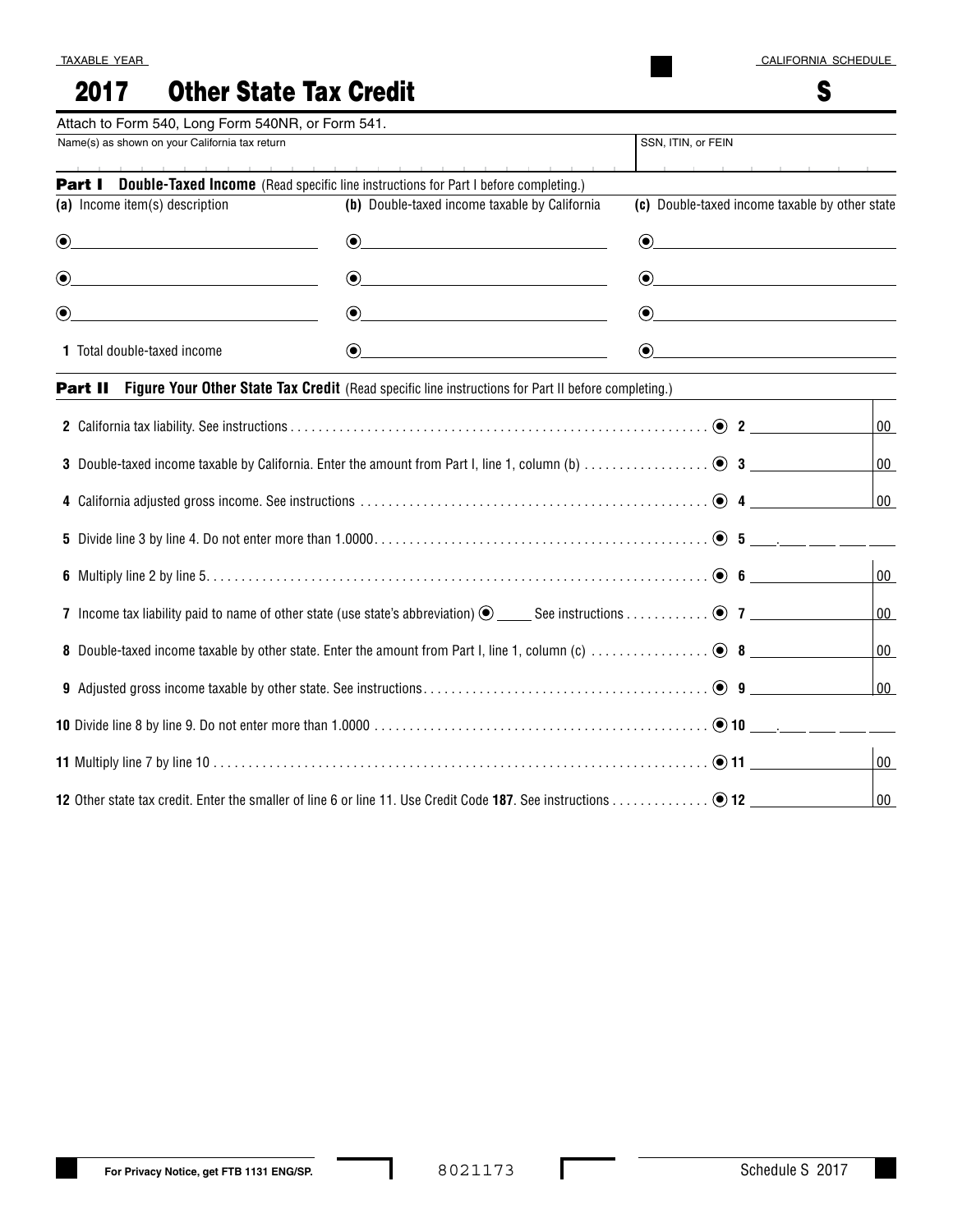TAXABLE YEAR

# 2017 Other State Tax Credit

CALIFORNIA SCHEDULE

# S

Attach to Form 540, Long Form 540NR, or Form 541.

| Name(s) as shown on your California tax return | SSN, ITIN, or FEIN |
|---|---|
| | |

**Part I Double-Taxed Income** (Read specific line instructions for Part I before completing.)

| (a) Income item(s) description | (b) Double-taxed income taxable by California | (c) Double-taxed income taxable by other state |
|---|---|---|
| | | |
| | | |
| | | |
| 1 Total double-taxed income | | |

**Part II Figure Your Other State Tax Credit** (Read specific line instructions for Part II before completing.)

| Line | Description | Line No. | Amount |
|---|---|---|---|
| 2 | California tax liability. See instructions | 2 | 00 |
| 3 | Double-taxed income taxable by California. Enter the amount from Part I, line 1, column (b) | 3 | 00 |
| 4 | California adjusted gross income. See instructions | 4 | 00 |
| 5 | Divide line 3 by line 4. Do not enter more than 1.0000 | 5 | ___.___ ___ ___ ___ |
| 6 | Multiply line 2 by line 5 | 6 | 00 |
| 7 | Income tax liability paid to name of other state (use state's abbreviation) _____ See instructions | 7 | 00 |
| 8 | Double-taxed income taxable by other state. Enter the amount from Part I, line 1, column (c) | 8 | 00 |
| 9 | Adjusted gross income taxable by other state. See instructions | 9 | 00 |
| 10 | Divide line 8 by line 9. Do not enter more than 1.0000 | 10 | ___.___ ___ ___ ___ |
| 11 | Multiply line 7 by line 10 | 11 | 00 |
| 12 | Other state tax credit. Enter the smaller of line 6 or line 11. Use Credit Code **187**. See instructions | 12 | 00 |

For Privacy Notice, get FTB 1131 ENG/SP.

8021173

Schedule S 2017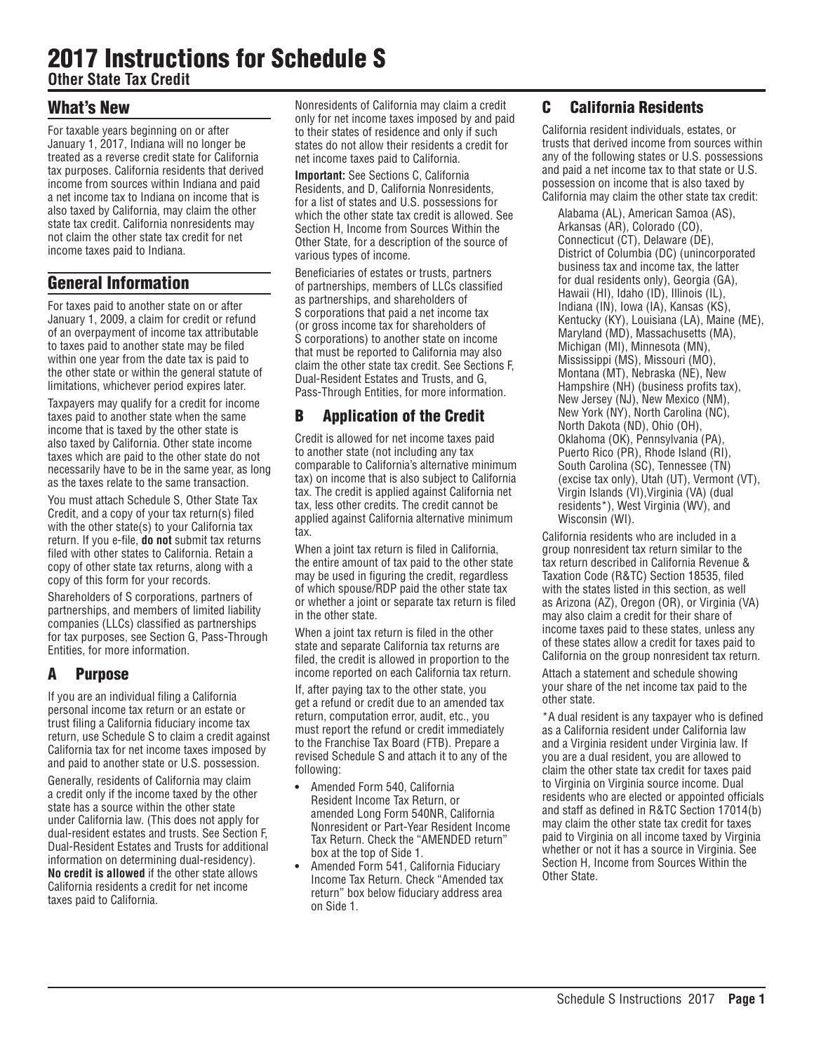# 2017 Instructions for Schedule S

**Other State Tax Credit**

## What's New

For taxable years beginning on or after January 1, 2017, Indiana will no longer be treated as a reverse credit state for California tax purposes. California residents that derived income from sources within Indiana and paid a net income tax to Indiana on income that is also taxed by California, may claim the other state tax credit. California nonresidents may not claim the other state tax credit for net income taxes paid to Indiana.

## General Information

For taxes paid to another state on or after January 1, 2009, a claim for credit or refund of an overpayment of income tax attributable to taxes paid to another state may be filed within one year from the date tax is paid to the other state or within the general statute of limitations, whichever period expires later.

Taxpayers may qualify for a credit for income taxes paid to another state when the same income that is taxed by the other state is also taxed by California. Other state income taxes which are paid to the other state do not necessarily have to be in the same year, as long as the taxes relate to the same transaction.

You must attach Schedule S, Other State Tax Credit, and a copy of your tax return(s) filed with the other state(s) to your California tax return. If you e-file, **do not** submit tax returns filed with other states to California. Retain a copy of other state tax returns, along with a copy of this form for your records.

Shareholders of S corporations, partners of partnerships, and members of limited liability companies (LLCs) classified as partnerships for tax purposes, see Section G, Pass-Through Entities, for more information.

## A Purpose

If you are an individual filing a California personal income tax return or an estate or trust filing a California fiduciary income tax return, use Schedule S to claim a credit against California tax for net income taxes imposed by and paid to another state or U.S. possession.

Generally, residents of California may claim a credit only if the income taxed by the other state has a source within the other state under California law. (This does not apply for dual-resident estates and trusts. See Section F, Dual-Resident Estates and Trusts for additional information on determining dual-residency). **No credit is allowed** if the other state allows California residents a credit for net income taxes paid to California.

Nonresidents of California may claim a credit only for net income taxes imposed by and paid to their states of residence and only if such states do not allow their residents a credit for net income taxes paid to California.

**Important:** See Sections C, California Residents, and D, California Nonresidents, for a list of states and U.S. possessions for which the other state tax credit is allowed. See Section H, Income from Sources Within the Other State, for a description of the source of various types of income.

Beneficiaries of estates or trusts, partners of partnerships, members of LLCs classified as partnerships, and shareholders of S corporations that paid a net income tax (or gross income tax for shareholders of S corporations) to another state on income that must be reported to California may also claim the other state tax credit. See Sections F, Dual-Resident Estates and Trusts, and G, Pass-Through Entities, for more information.

## B Application of the Credit

Credit is allowed for net income taxes paid to another state (not including any tax comparable to California's alternative minimum tax) on income that is also subject to California tax. The credit is applied against California net tax, less other credits. The credit cannot be applied against California alternative minimum tax.

When a joint tax return is filed in California, the entire amount of tax paid to the other state may be used in figuring the credit, regardless of which spouse/RDP paid the other state tax or whether a joint or separate tax return is filed in the other state.

When a joint tax return is filed in the other state and separate California tax returns are filed, the credit is allowed in proportion to the income reported on each California tax return.

If, after paying tax to the other state, you get a refund or credit due to an amended tax return, computation error, audit, etc., you must report the refund or credit immediately to the Franchise Tax Board (FTB). Prepare a revised Schedule S and attach it to any of the following:

- Amended Form 540, California Resident Income Tax Return, or amended Long Form 540NR, California Nonresident or Part-Year Resident Income Tax Return. Check the "AMENDED return" box at the top of Side 1.
- Amended Form 541, California Fiduciary Income Tax Return. Check "Amended tax return" box below fiduciary address area on Side 1.

## C California Residents

California resident individuals, estates, or trusts that derived income from sources within any of the following states or U.S. possessions and paid a net income tax to that state or U.S. possession on income that is also taxed by California may claim the other state tax credit:

Alabama (AL), American Samoa (AS), Arkansas (AR), Colorado (CO), Connecticut (CT), Delaware (DE), District of Columbia (DC) (unincorporated business tax and income tax, the latter for dual residents only), Georgia (GA), Hawaii (HI), Idaho (ID), Illinois (IL), Indiana (IN), Iowa (IA), Kansas (KS), Kentucky (KY), Louisiana (LA), Maine (ME), Maryland (MD), Massachusetts (MA), Michigan (MI), Minnesota (MN), Mississippi (MS), Missouri (MO), Montana (MT), Nebraska (NE), New Hampshire (NH) (business profits tax), New Jersey (NJ), New Mexico (NM), New York (NY), North Carolina (NC), North Dakota (ND), Ohio (OH), Oklahoma (OK), Pennsylvania (PA), Puerto Rico (PR), Rhode Island (RI), South Carolina (SC), Tennessee (TN) (excise tax only), Utah (UT), Vermont (VT), Virgin Islands (VI), Virginia (VA) (dual residents*), West Virginia (WV), and Wisconsin (WI).

California residents who are included in a group nonresident tax return similar to the tax return described in California Revenue & Taxation Code (R&TC) Section 18535, filed with the states listed in this section, as well as Arizona (AZ), Oregon (OR), or Virginia (VA) may also claim a credit for their share of income taxes paid to these states, unless any of these states allow a credit for taxes paid to California on the group nonresident tax return.

Attach a statement and schedule showing your share of the net income tax paid to the other state.

*A dual resident is any taxpayer who is defined as a California resident under California law and a Virginia resident under Virginia law. If you are a dual resident, you are allowed to claim the other state tax credit for taxes paid to Virginia on Virginia source income. Dual residents who are elected or appointed officials and staff as defined in R&TC Section 17014(b) may claim the other state tax credit for taxes paid to Virginia on all income taxed by Virginia whether or not it has a source in Virginia. See Section H, Income from Sources Within the Other State.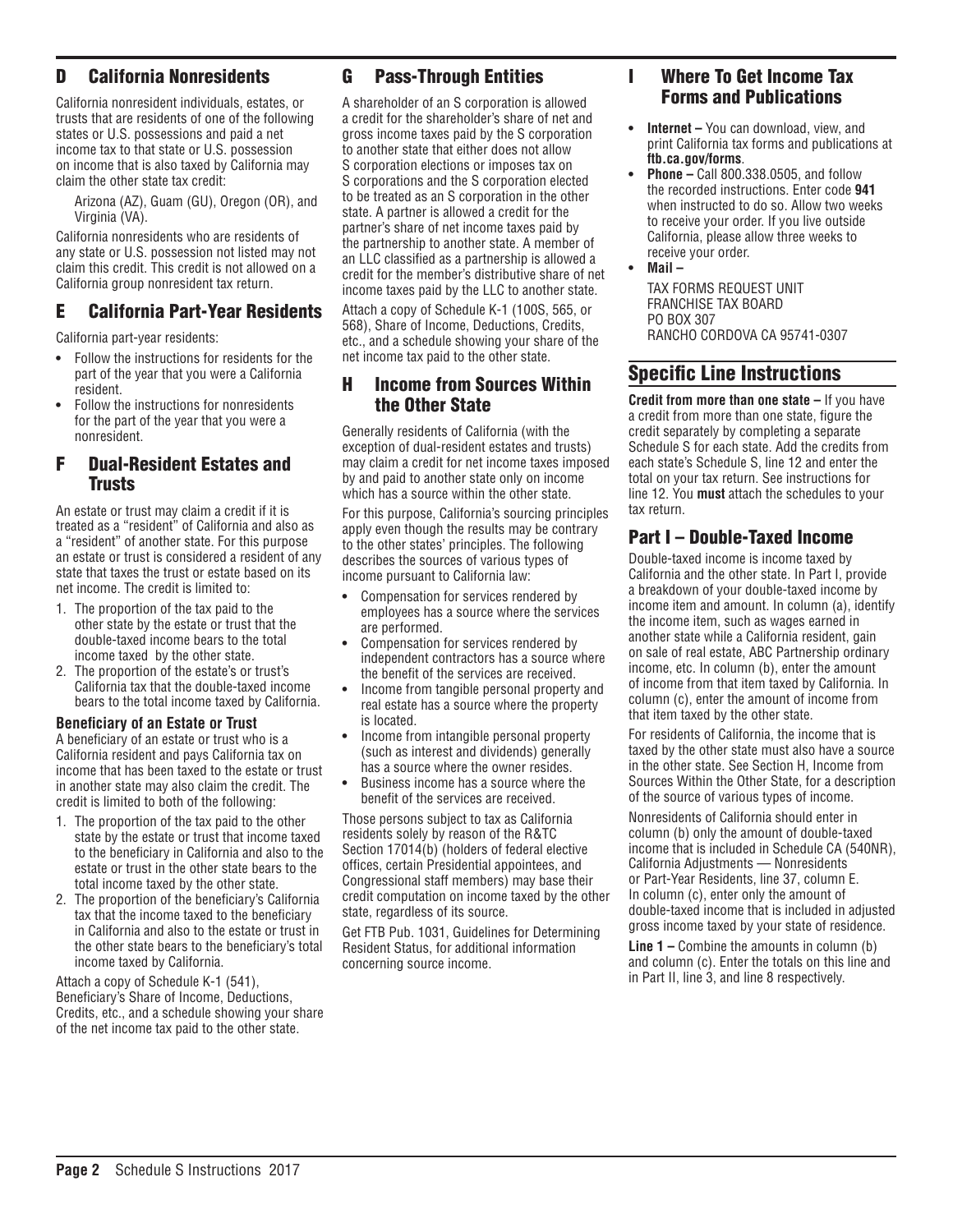## D California Nonresidents

California nonresident individuals, estates, or trusts that are residents of one of the following states or U.S. possessions and paid a net income tax to that state or U.S. possession on income that is also taxed by California may claim the other state tax credit:

Arizona (AZ), Guam (GU), Oregon (OR), and Virginia (VA).

California nonresidents who are residents of any state or U.S. possession not listed may not claim this credit. This credit is not allowed on a California group nonresident tax return.

## E California Part-Year Residents

California part-year residents:

- Follow the instructions for residents for the part of the year that you were a California resident.
- Follow the instructions for nonresidents for the part of the year that you were a nonresident.

## F Dual-Resident Estates and Trusts

An estate or trust may claim a credit if it is treated as a "resident" of California and also as a "resident" of another state. For this purpose an estate or trust is considered a resident of any state that taxes the trust or estate based on its net income. The credit is limited to:

1. The proportion of the tax paid to the other state by the estate or trust that the double-taxed income bears to the total income taxed by the other state.
2. The proportion of the estate's or trust's California tax that the double-taxed income bears to the total income taxed by California.

**Beneficiary of an Estate or Trust**
A beneficiary of an estate or trust who is a California resident and pays California tax on income that has been taxed to the estate or trust in another state may also claim the credit. The credit is limited to both of the following:

1. The proportion of the tax paid to the other state by the estate or trust that income taxed to the beneficiary in California and also to the estate or trust in the other state bears to the total income taxed by the other state.
2. The proportion of the beneficiary's California tax that the income taxed to the beneficiary in California and also to the estate or trust in the other state bears to the beneficiary's total income taxed by California.

Attach a copy of Schedule K-1 (541), Beneficiary's Share of Income, Deductions, Credits, etc., and a schedule showing your share of the net income tax paid to the other state.

## G Pass-Through Entities

A shareholder of an S corporation is allowed a credit for the shareholder's share of net and gross income taxes paid by the S corporation to another state that either does not allow S corporation elections or imposes tax on S corporations and the S corporation elected to be treated as an S corporation in the other state. A partner is allowed a credit for the partner's share of net income taxes paid by the partnership to another state. A member of an LLC classified as a partnership is allowed a credit for the member's distributive share of net income taxes paid by the LLC to another state.

Attach a copy of Schedule K-1 (100S, 565, or 568), Share of Income, Deductions, Credits, etc., and a schedule showing your share of the net income tax paid to the other state.

## H Income from Sources Within the Other State

Generally residents of California (with the exception of dual-resident estates and trusts) may claim a credit for net income taxes imposed by and paid to another state only on income which has a source within the other state.

For this purpose, California's sourcing principles apply even though the results may be contrary to the other states' principles. The following describes the sources of various types of income pursuant to California law:

- Compensation for services rendered by employees has a source where the services are performed.
- Compensation for services rendered by independent contractors has a source where the benefit of the services are received.
- Income from tangible personal property and real estate has a source where the property is located.
- Income from intangible personal property (such as interest and dividends) generally has a source where the owner resides.
- Business income has a source where the benefit of the services are received.

Those persons subject to tax as California residents solely by reason of the R&TC Section 17014(b) (holders of federal elective offices, certain Presidential appointees, and Congressional staff members) may base their credit computation on income taxed by the other state, regardless of its source.

Get FTB Pub. 1031, Guidelines for Determining Resident Status, for additional information concerning source income.

## I Where To Get Income Tax Forms and Publications

- **Internet –** You can download, view, and print California tax forms and publications at **ftb.ca.gov/forms**.
- **Phone –** Call 800.338.0505, and follow the recorded instructions. Enter code **941** when instructed to do so. Allow two weeks to receive your order. If you live outside California, please allow three weeks to receive your order.
- **Mail –**

  TAX FORMS REQUEST UNIT
  FRANCHISE TAX BOARD
  PO BOX 307
  RANCHO CORDOVA CA 95741-0307

# Specific Line Instructions

**Credit from more than one state –** If you have a credit from more than one state, figure the credit separately by completing a separate Schedule S for each state. Add the credits from each state's Schedule S, line 12 and enter the total on your tax return. See instructions for line 12. You **must** attach the schedules to your tax return.

## Part I – Double-Taxed Income

Double-taxed income is income taxed by California and the other state. In Part I, provide a breakdown of your double-taxed income by income item and amount. In column (a), identify the income item, such as wages earned in another state while a California resident, gain on sale of real estate, ABC Partnership ordinary income, etc. In column (b), enter the amount of income from that item taxed by California. In column (c), enter the amount of income from that item taxed by the other state.

For residents of California, the income that is taxed by the other state must also have a source in the other state. See Section H, Income from Sources Within the Other State, for a description of the source of various types of income.

Nonresidents of California should enter in column (b) only the amount of double-taxed income that is included in Schedule CA (540NR), California Adjustments — Nonresidents or Part-Year Residents, line 37, column E. In column (c), enter only the amount of double-taxed income that is included in adjusted gross income taxed by your state of residence.

**Line 1 –** Combine the amounts in column (b) and column (c). Enter the totals on this line and in Part II, line 3, and line 8 respectively.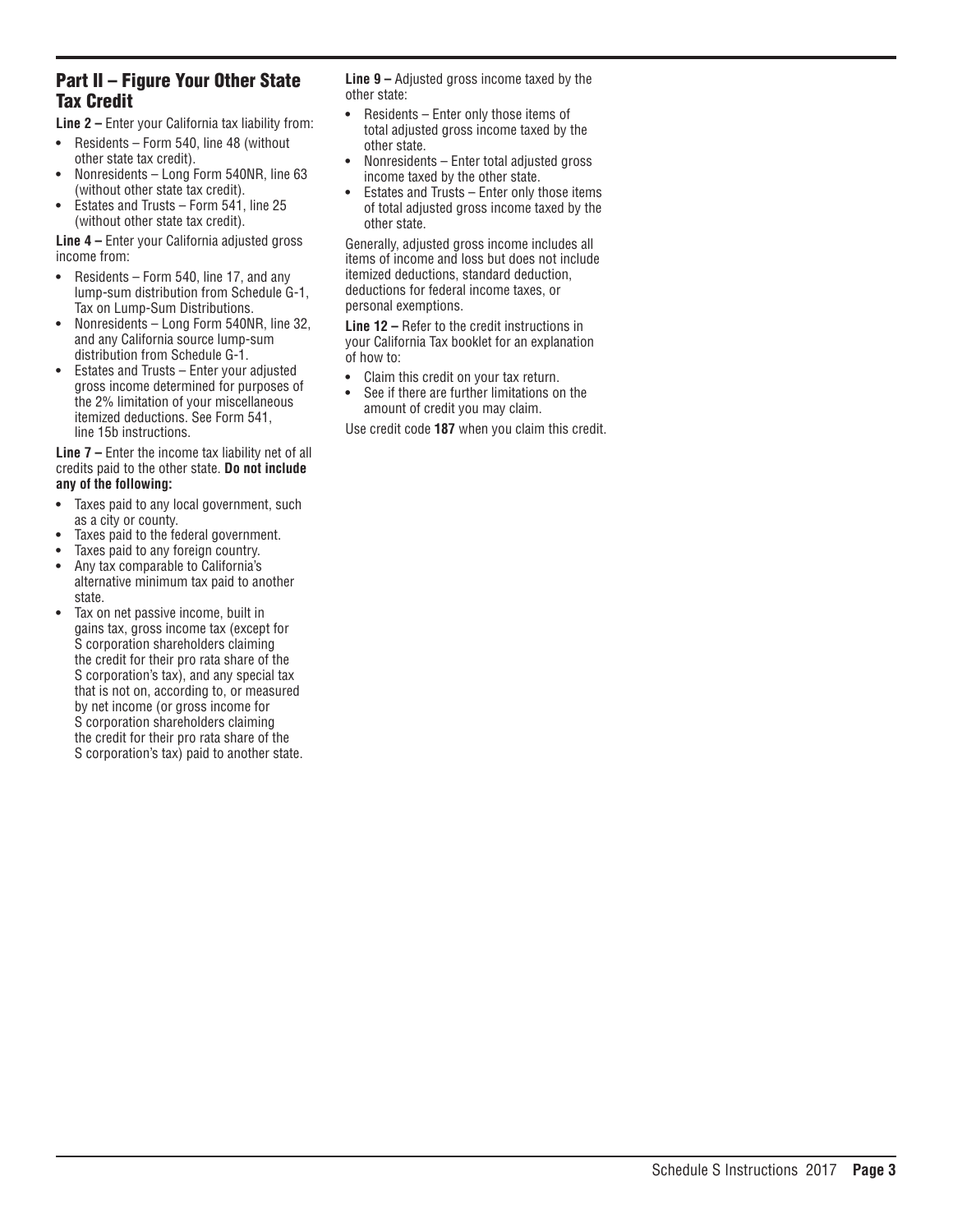## Part II – Figure Your Other State Tax Credit

**Line 2 –** Enter your California tax liability from:

- Residents – Form 540, line 48 (without other state tax credit).
- Nonresidents – Long Form 540NR, line 63 (without other state tax credit).
- Estates and Trusts – Form 541, line 25 (without other state tax credit).

**Line 4 –** Enter your California adjusted gross income from:

- Residents – Form 540, line 17, and any lump-sum distribution from Schedule G-1, Tax on Lump-Sum Distributions.
- Nonresidents – Long Form 540NR, line 32, and any California source lump-sum distribution from Schedule G-1.
- Estates and Trusts – Enter your adjusted gross income determined for purposes of the 2% limitation of your miscellaneous itemized deductions. See Form 541, line 15b instructions.

**Line 7 –** Enter the income tax liability net of all credits paid to the other state. **Do not include any of the following:**

- Taxes paid to any local government, such as a city or county.
- Taxes paid to the federal government.
- Taxes paid to any foreign country.
- Any tax comparable to California's alternative minimum tax paid to another state.
- Tax on net passive income, built in gains tax, gross income tax (except for S corporation shareholders claiming the credit for their pro rata share of the S corporation's tax), and any special tax that is not on, according to, or measured by net income (or gross income for S corporation shareholders claiming the credit for their pro rata share of the S corporation's tax) paid to another state.

**Line 9 –** Adjusted gross income taxed by the other state:

- Residents – Enter only those items of total adjusted gross income taxed by the other state.
- Nonresidents – Enter total adjusted gross income taxed by the other state.
- Estates and Trusts – Enter only those items of total adjusted gross income taxed by the other state.

Generally, adjusted gross income includes all items of income and loss but does not include itemized deductions, standard deduction, deductions for federal income taxes, or personal exemptions.

**Line 12 –** Refer to the credit instructions in your California Tax booklet for an explanation of how to:

- Claim this credit on your tax return.
- See if there are further limitations on the amount of credit you may claim.

Use credit code **187** when you claim this credit.